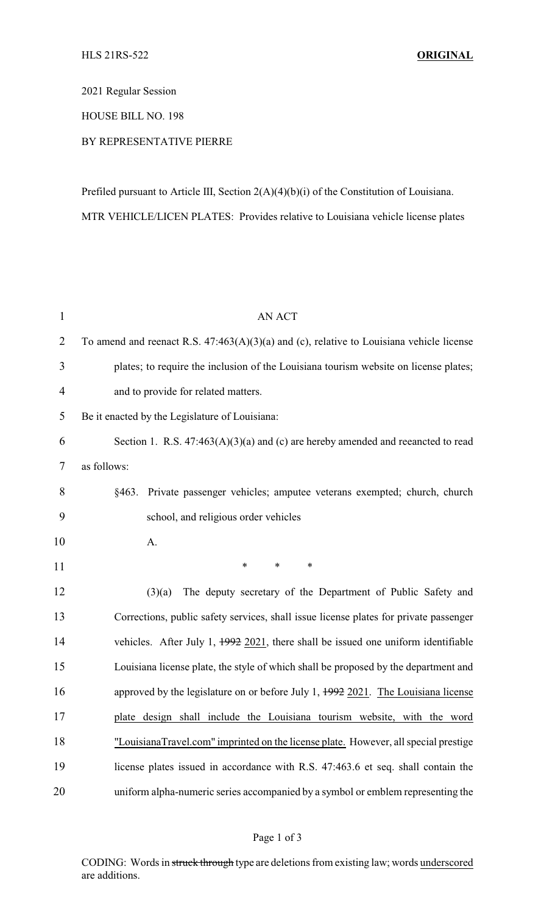HLS 21RS-522 **ORIGINAL**

2021 Regular Session

HOUSE BILL NO. 198

BY REPRESENTATIVE PIERRE

Prefiled pursuant to Article III, Section 2(A)(4)(b)(i) of the Constitution of Louisiana.

MTR VEHICLE/LICEN PLATES: Provides relative to Louisiana vehicle license plates

AN ACT

To amend and reenact R.S. 47:463(A)(3)(a) and (c), relative to Louisiana vehicle license plates; to require the inclusion of the Louisiana tourism website on license plates; and to provide for related matters.

Be it enacted by the Legislature of Louisiana:

Section 1. R.S. 47:463(A)(3)(a) and (c) are hereby amended and reenacted to read as follows:

§463. Private passenger vehicles; amputee veterans exempted; church, church school, and religious order vehicles

A.

\* \* \*

(3)(a) The deputy secretary of the Department of Public Safety and Corrections, public safety services, shall issue license plates for private passenger vehicles. After July 1, ~~1992~~ <u>2021</u>, there shall be issued one uniform identifiable Louisiana license plate, the style of which shall be proposed by the department and approved by the legislature on or before July 1, ~~1992~~ <u>2021</u>. <u>The Louisiana license plate design shall include the Louisiana tourism website, with the word "LouisianaTravel.com" imprinted on the license plate.</u> However, all special prestige license plates issued in accordance with R.S. 47:463.6 et seq. shall contain the uniform alpha-numeric series accompanied by a symbol or emblem representing the

CODING: Words in ~~struck through~~ type are deletions from existing law; words <u>underscored</u> are additions.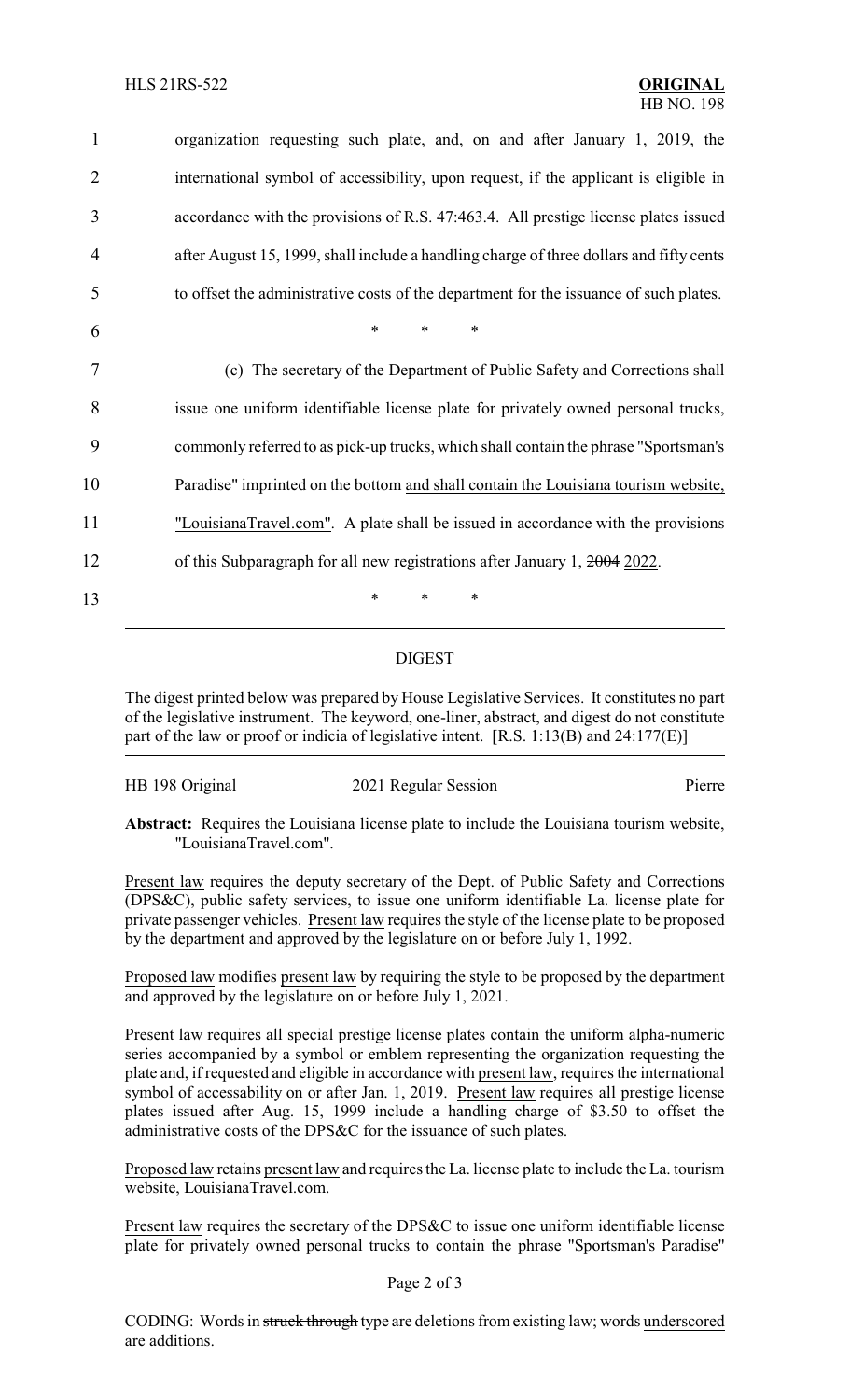organization requesting such plate, and, on and after January 1, 2019, the international symbol of accessibility, upon request, if the applicant is eligible in accordance with the provisions of R.S. 47:463.4. All prestige license plates issued after August 15, 1999, shall include a handling charge of three dollars and fifty cents to offset the administrative costs of the department for the issuance of such plates.

\* \* \*

(c) The secretary of the Department of Public Safety and Corrections shall issue one uniform identifiable license plate for privately owned personal trucks, commonly referred to as pick-up trucks, which shall contain the phrase "Sportsman's Paradise" imprinted on the bottom and shall contain the Louisiana tourism website, "LouisianaTravel.com". A plate shall be issued in accordance with the provisions of this Subparagraph for all new registrations after January 1, ~~2004~~ 2022.

\* \* \*

## DIGEST

The digest printed below was prepared by House Legislative Services. It constitutes no part of the legislative instrument. The keyword, one-liner, abstract, and digest do not constitute part of the law or proof or indicia of legislative intent. [R.S. 1:13(B) and 24:177(E)]

HB 198 Original — 2021 Regular Session — Pierre

**Abstract:** Requires the Louisiana license plate to include the Louisiana tourism website, "LouisianaTravel.com".

Present law requires the deputy secretary of the Dept. of Public Safety and Corrections (DPS&C), public safety services, to issue one uniform identifiable La. license plate for private passenger vehicles. Present law requires the style of the license plate to be proposed by the department and approved by the legislature on or before July 1, 1992.

Proposed law modifies present law by requiring the style to be proposed by the department and approved by the legislature on or before July 1, 2021.

Present law requires all special prestige license plates contain the uniform alpha-numeric series accompanied by a symbol or emblem representing the organization requesting the plate and, if requested and eligible in accordance with present law, requires the international symbol of accessability on or after Jan. 1, 2019. Present law requires all prestige license plates issued after Aug. 15, 1999 include a handling charge of $3.50 to offset the administrative costs of the DPS&C for the issuance of such plates.

Proposed law retains present law and requires the La. license plate to include the La. tourism website, LouisianaTravel.com.

Present law requires the secretary of the DPS&C to issue one uniform identifiable license plate for privately owned personal trucks to contain the phrase "Sportsman's Paradise"

CODING: Words in ~~struck through~~ type are deletions from existing law; words underscored are additions.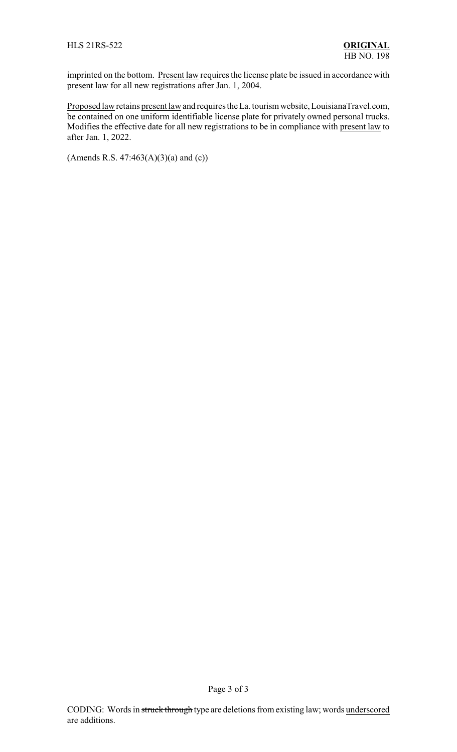imprinted on the bottom. Present law requires the license plate be issued in accordance with present law for all new registrations after Jan. 1, 2004.

Proposed law retains present law and requires the La. tourism website, LouisianaTravel.com, be contained on one uniform identifiable license plate for privately owned personal trucks. Modifies the effective date for all new registrations to be in compliance with present law to after Jan. 1, 2022.

(Amends R.S. 47:463(A)(3)(a) and (c))

CODING: Words in struck through type are deletions from existing law; words underscored are additions.